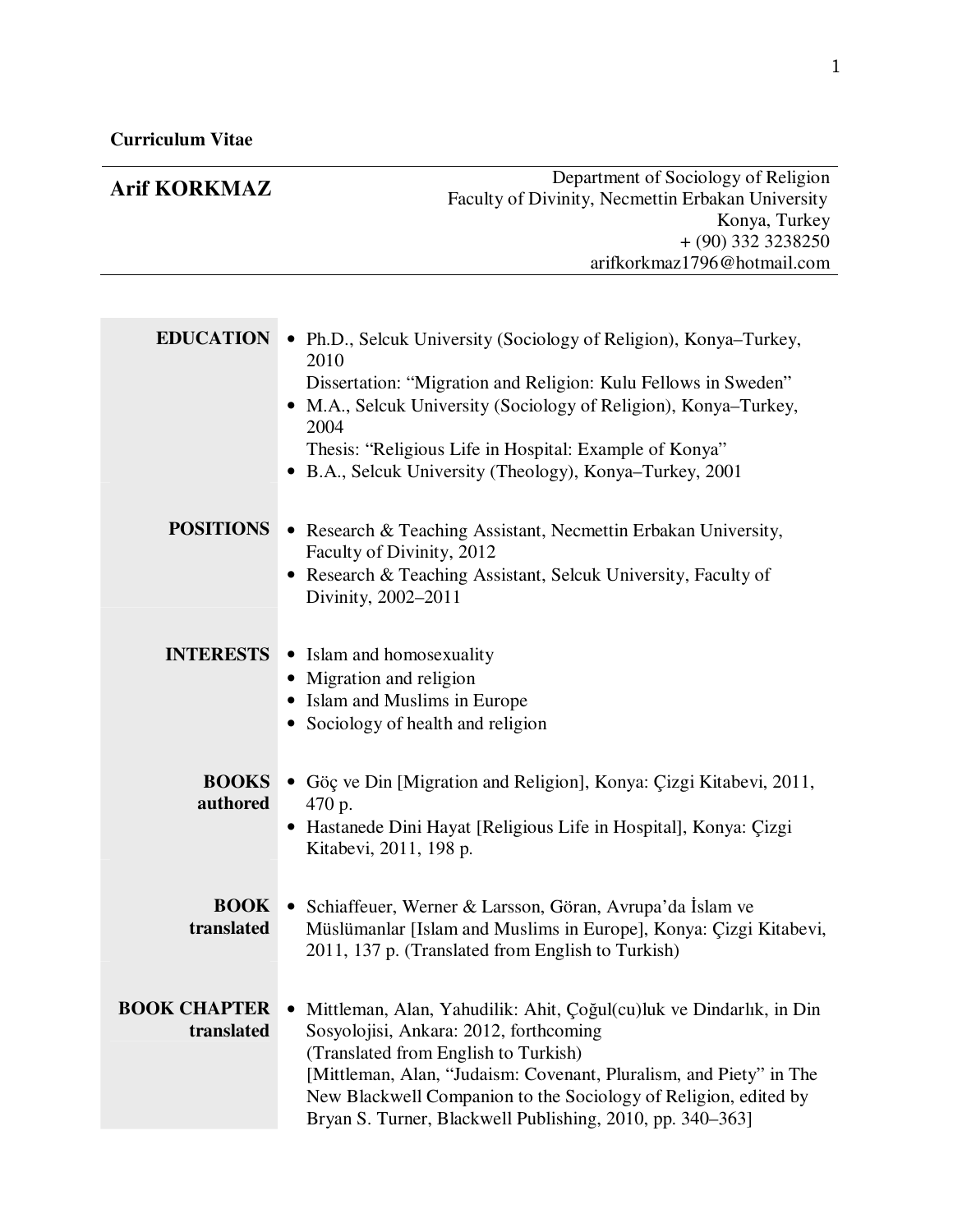**Curriculum Vitae**

# Arif KORKMAZ

Department of Sociology of Religion
Faculty of Divinity, Necmettin Erbakan University
Konya, Turkey
+ (90) 332 3238250
arifkorkmaz1796@hotmail.com

## EDUCATION

- Ph.D., Selcuk University (Sociology of Religion), Konya–Turkey, 2010
  Dissertation: "Migration and Religion: Kulu Fellows in Sweden"
- M.A., Selcuk University (Sociology of Religion), Konya–Turkey, 2004
  Thesis: "Religious Life in Hospital: Example of Konya"
- B.A., Selcuk University (Theology), Konya–Turkey, 2001

## POSITIONS

- Research & Teaching Assistant, Necmettin Erbakan University, Faculty of Divinity, 2012
- Research & Teaching Assistant, Selcuk University, Faculty of Divinity, 2002–2011

## INTERESTS

- Islam and homosexuality
- Migration and religion
- Islam and Muslims in Europe
- Sociology of health and religion

## BOOKS authored

- Göç ve Din [Migration and Religion], Konya: Çizgi Kitabevi, 2011, 470 p.
- Hastanede Dini Hayat [Religious Life in Hospital], Konya: Çizgi Kitabevi, 2011, 198 p.

## BOOK translated

- Schiaffeuer, Werner & Larsson, Göran, Avrupa'da İslam ve Müslümanlar [Islam and Muslims in Europe], Konya: Çizgi Kitabevi, 2011, 137 p. (Translated from English to Turkish)

## BOOK CHAPTER translated

- Mittleman, Alan, Yahudilik: Ahit, Çoğul(cu)luk ve Dindarlık, in Din Sosyolojisi, Ankara: 2012, forthcoming
  (Translated from English to Turkish)
  [Mittleman, Alan, "Judaism: Covenant, Pluralism, and Piety" in The New Blackwell Companion to the Sociology of Religion, edited by Bryan S. Turner, Blackwell Publishing, 2010, pp. 340–363]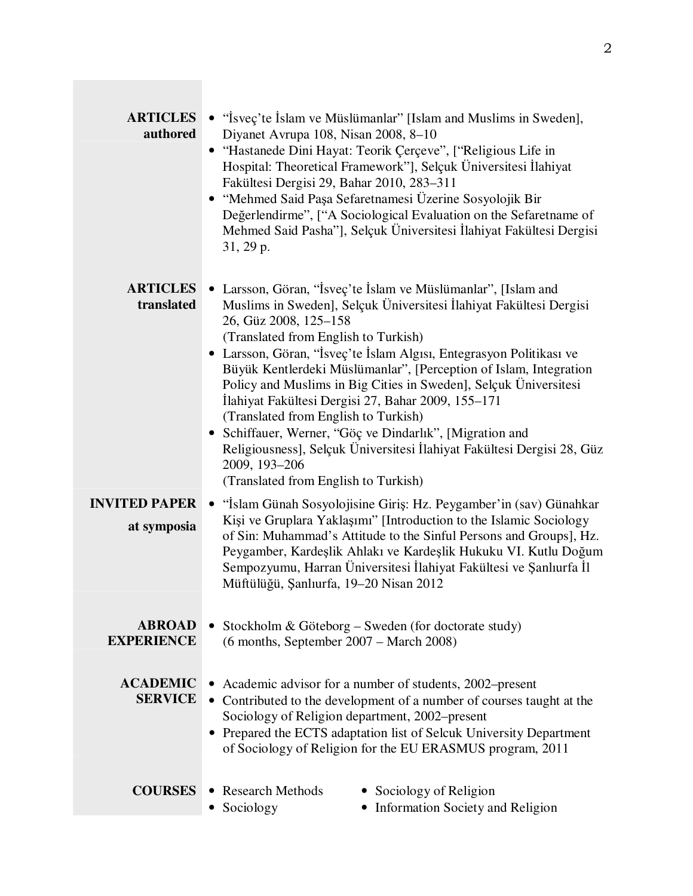## ARTICLES authored

- "İsveç'te İslam ve Müslümanlar" [Islam and Muslims in Sweden], Diyanet Avrupa 108, Nisan 2008, 8–10
- "Hastanede Dini Hayat: Teorik Çerçeve", ["Religious Life in Hospital: Theoretical Framework"], Selçuk Üniversitesi İlahiyat Fakültesi Dergisi 29, Bahar 2010, 283–311
- "Mehmed Said Paşa Sefaretnamesi Üzerine Sosyolojik Bir Değerlendirme", ["A Sociological Evaluation on the Sefaretname of Mehmed Said Pasha"], Selçuk Üniversitesi İlahiyat Fakültesi Dergisi 31, 29 p.

## ARTICLES translated

- Larsson, Göran, "İsveç'te İslam ve Müslümanlar", [Islam and Muslims in Sweden], Selçuk Üniversitesi İlahiyat Fakültesi Dergisi 26, Güz 2008, 125–158
  (Translated from English to Turkish)
- Larsson, Göran, "İsveç'te İslam Algısı, Entegrasyon Politikası ve Büyük Kentlerdeki Müslümanlar", [Perception of Islam, Integration Policy and Muslims in Big Cities in Sweden], Selçuk Üniversitesi İlahiyat Fakültesi Dergisi 27, Bahar 2009, 155–171
  (Translated from English to Turkish)
- Schiffauer, Werner, "Göç ve Dindarlık", [Migration and Religiousness], Selçuk Üniversitesi İlahiyat Fakültesi Dergisi 28, Güz 2009, 193–206
  (Translated from English to Turkish)

## INVITED PAPER at symposia

- "İslam Günah Sosyolojisine Giriş: Hz. Peygamber'in (sav) Günahkar Kişi ve Gruplara Yaklaşımı" [Introduction to the Islamic Sociology of Sin: Muhammad's Attitude to the Sinful Persons and Groups], Hz. Peygamber, Kardeşlik Ahlakı ve Kardeşlik Hukuku VI. Kutlu Doğum Sempozyumu, Harran Üniversitesi İlahiyat Fakültesi ve Şanlıurfa İl Müftülüğü, Şanlıurfa, 19–20 Nisan 2012

## ABROAD EXPERIENCE

- Stockholm & Göteborg – Sweden (for doctorate study)
  (6 months, September 2007 – March 2008)

## ACADEMIC SERVICE

- Academic advisor for a number of students, 2002–present
- Contributed to the development of a number of courses taught at the Sociology of Religion department, 2002–present
- Prepared the ECTS adaptation list of Selcuk University Department of Sociology of Religion for the EU ERASMUS program, 2011

## COURSES

- Research Methods
- Sociology
- Sociology of Religion
- Information Society and Religion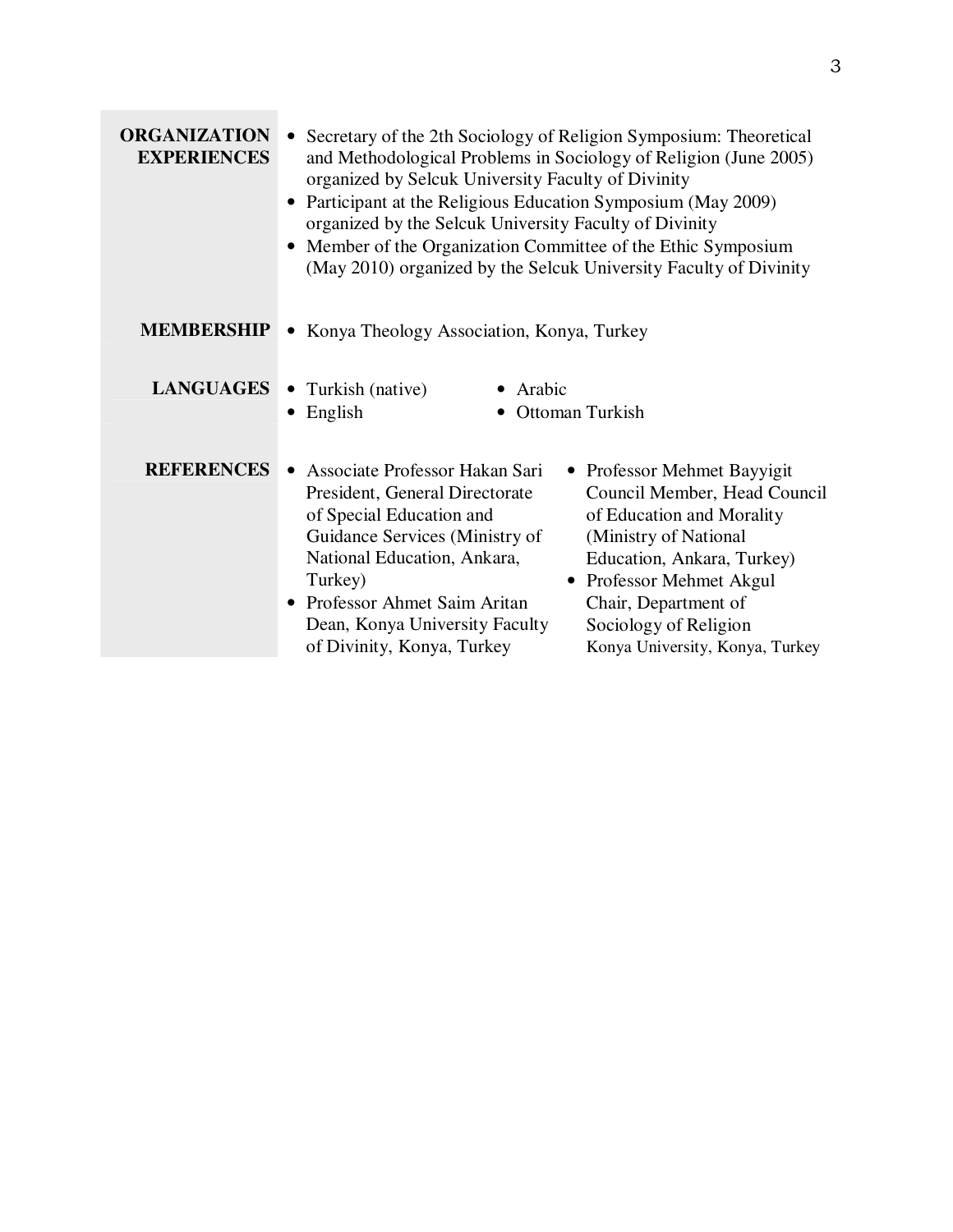## ORGANIZATION EXPERIENCES

- Secretary of the 2th Sociology of Religion Symposium: Theoretical and Methodological Problems in Sociology of Religion (June 2005) organized by Selcuk University Faculty of Divinity
- Participant at the Religious Education Symposium (May 2009) organized by the Selcuk University Faculty of Divinity
- Member of the Organization Committee of the Ethic Symposium (May 2010) organized by the Selcuk University Faculty of Divinity

## MEMBERSHIP

- Konya Theology Association, Konya, Turkey

## LANGUAGES

- Turkish (native)
- English
- Arabic
- Ottoman Turkish

## REFERENCES

- Associate Professor Hakan Sari
  President, General Directorate of Special Education and Guidance Services (Ministry of National Education, Ankara, Turkey)
- Professor Ahmet Saim Aritan
  Dean, Konya University Faculty of Divinity, Konya, Turkey
- Professor Mehmet Bayyigit
  Council Member, Head Council of Education and Morality (Ministry of National Education, Ankara, Turkey)
- Professor Mehmet Akgul
  Chair, Department of Sociology of Religion
  Konya University, Konya, Turkey